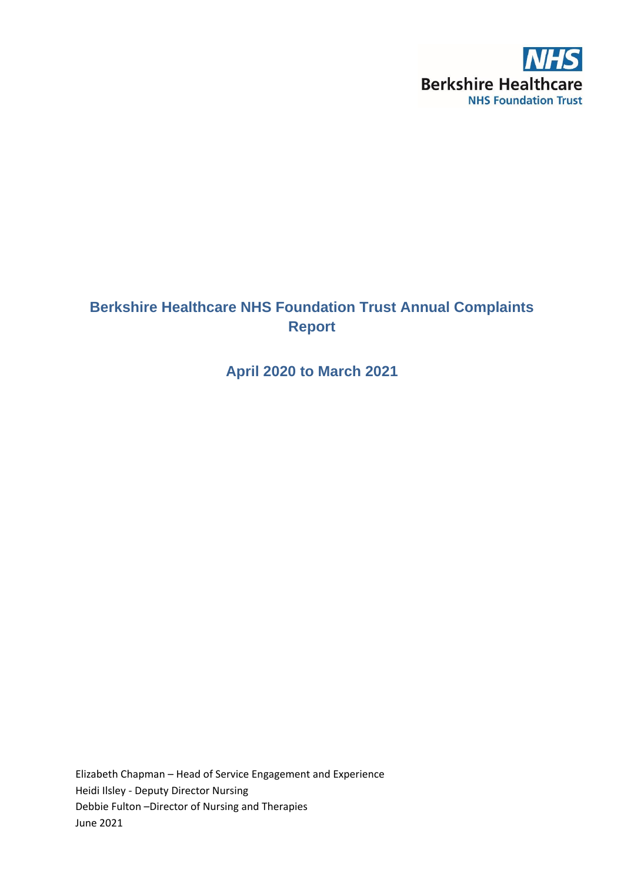NHS
Berkshire Healthcare
NHS Foundation Trust

# Berkshire Healthcare NHS Foundation Trust Annual Complaints Report

## April 2020 to March 2021

Elizabeth Chapman – Head of Service Engagement and Experience
Heidi Ilsley - Deputy Director Nursing
Debbie Fulton –Director of Nursing and Therapies
June 2021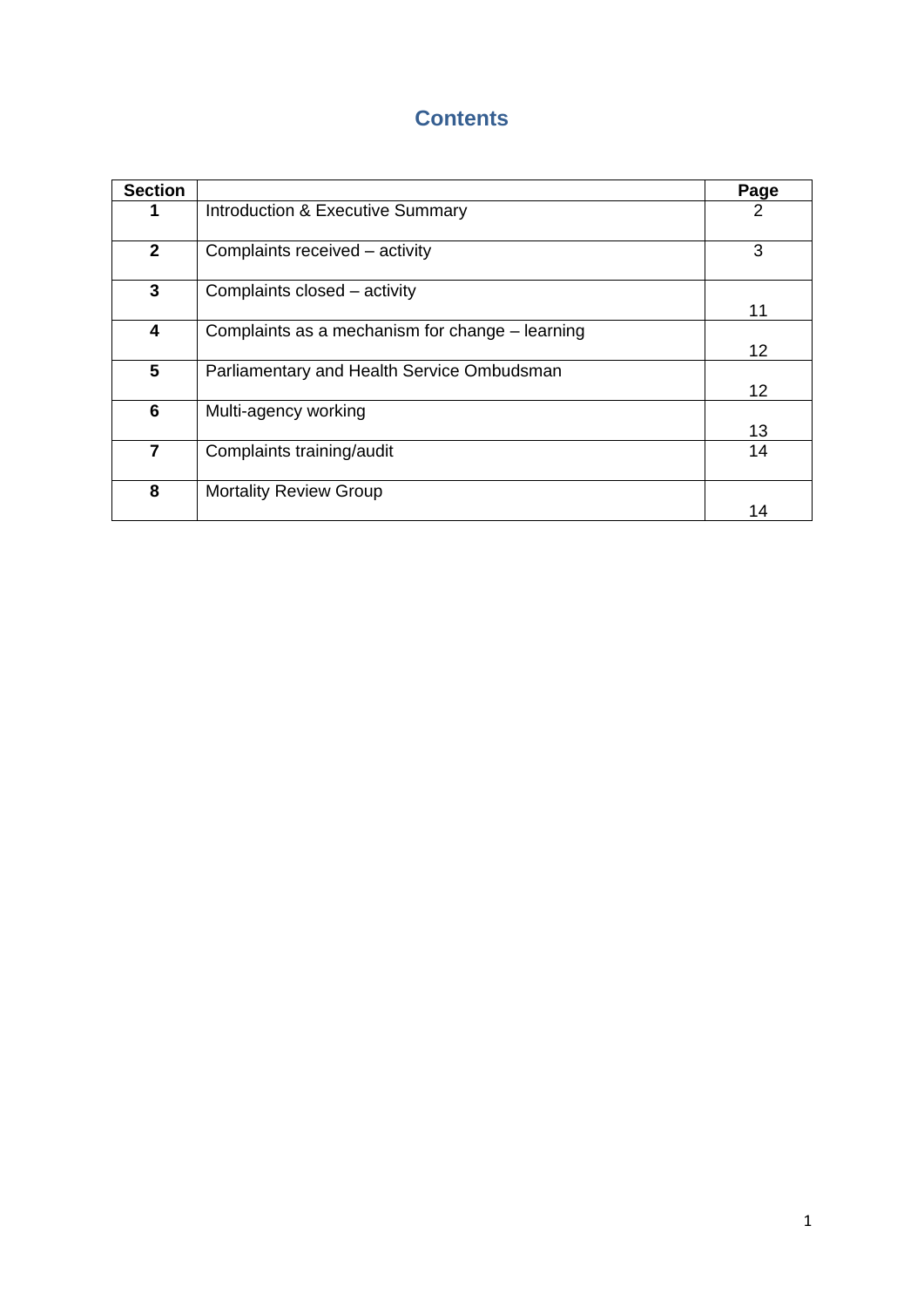# Contents

| Section | | Page |
|---|---|---|
| **1** | Introduction & Executive Summary | 2 |
| **2** | Complaints received – activity | 3 |
| **3** | Complaints closed – activity | 11 |
| **4** | Complaints as a mechanism for change – learning | 12 |
| **5** | Parliamentary and Health Service Ombudsman | 12 |
| **6** | Multi-agency working | 13 |
| **7** | Complaints training/audit | 14 |
| **8** | Mortality Review Group | 14 |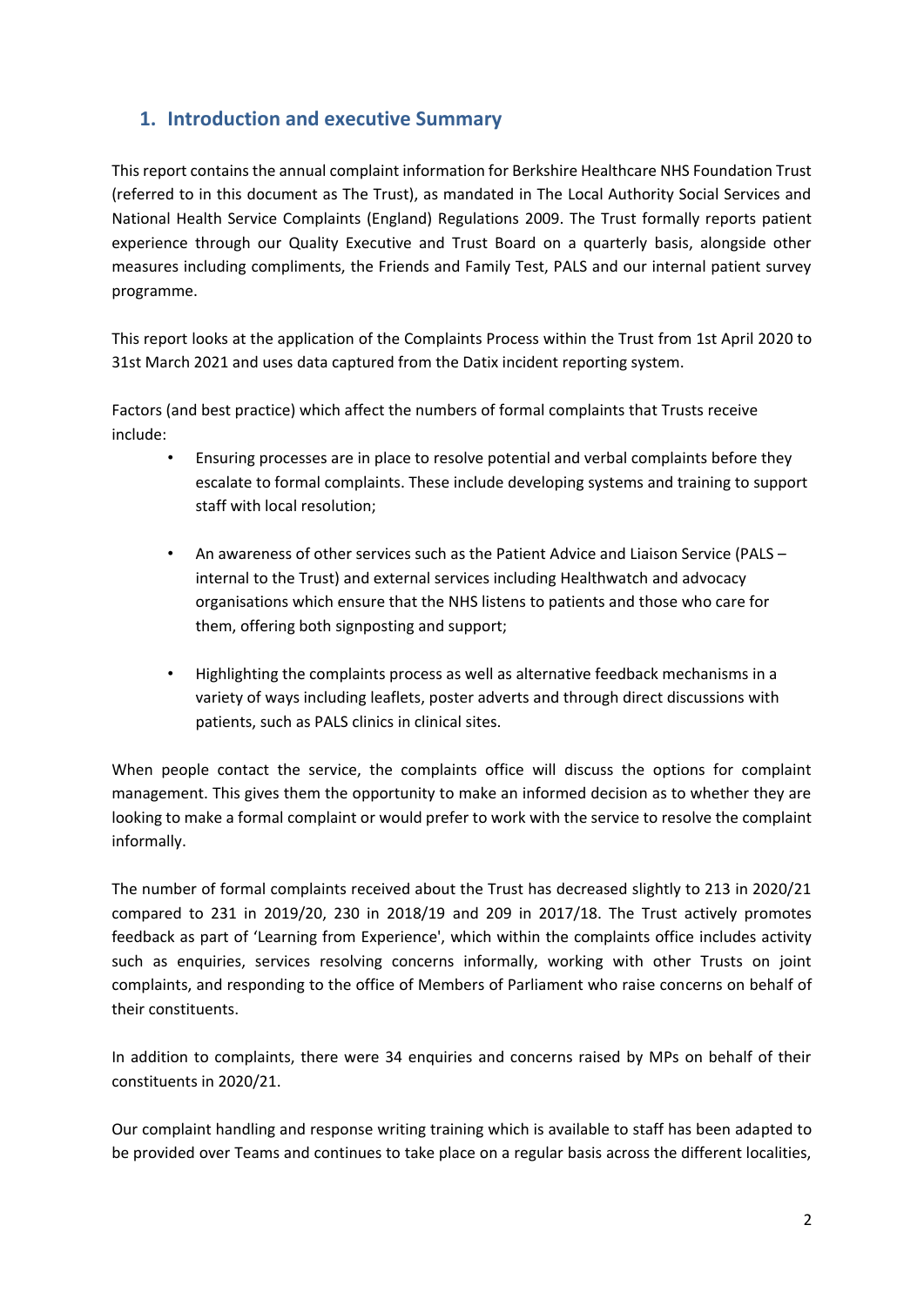## 1. Introduction and executive Summary

This report contains the annual complaint information for Berkshire Healthcare NHS Foundation Trust (referred to in this document as The Trust), as mandated in The Local Authority Social Services and National Health Service Complaints (England) Regulations 2009. The Trust formally reports patient experience through our Quality Executive and Trust Board on a quarterly basis, alongside other measures including compliments, the Friends and Family Test, PALS and our internal patient survey programme.

This report looks at the application of the Complaints Process within the Trust from 1st April 2020 to 31st March 2021 and uses data captured from the Datix incident reporting system.

Factors (and best practice) which affect the numbers of formal complaints that Trusts receive include:

- Ensuring processes are in place to resolve potential and verbal complaints before they escalate to formal complaints. These include developing systems and training to support staff with local resolution;
- An awareness of other services such as the Patient Advice and Liaison Service (PALS – internal to the Trust) and external services including Healthwatch and advocacy organisations which ensure that the NHS listens to patients and those who care for them, offering both signposting and support;
- Highlighting the complaints process as well as alternative feedback mechanisms in a variety of ways including leaflets, poster adverts and through direct discussions with patients, such as PALS clinics in clinical sites.

When people contact the service, the complaints office will discuss the options for complaint management. This gives them the opportunity to make an informed decision as to whether they are looking to make a formal complaint or would prefer to work with the service to resolve the complaint informally.

The number of formal complaints received about the Trust has decreased slightly to 213 in 2020/21 compared to 231 in 2019/20, 230 in 2018/19 and 209 in 2017/18. The Trust actively promotes feedback as part of 'Learning from Experience', which within the complaints office includes activity such as enquiries, services resolving concerns informally, working with other Trusts on joint complaints, and responding to the office of Members of Parliament who raise concerns on behalf of their constituents.

In addition to complaints, there were 34 enquiries and concerns raised by MPs on behalf of their constituents in 2020/21.

Our complaint handling and response writing training which is available to staff has been adapted to be provided over Teams and continues to take place on a regular basis across the different localities,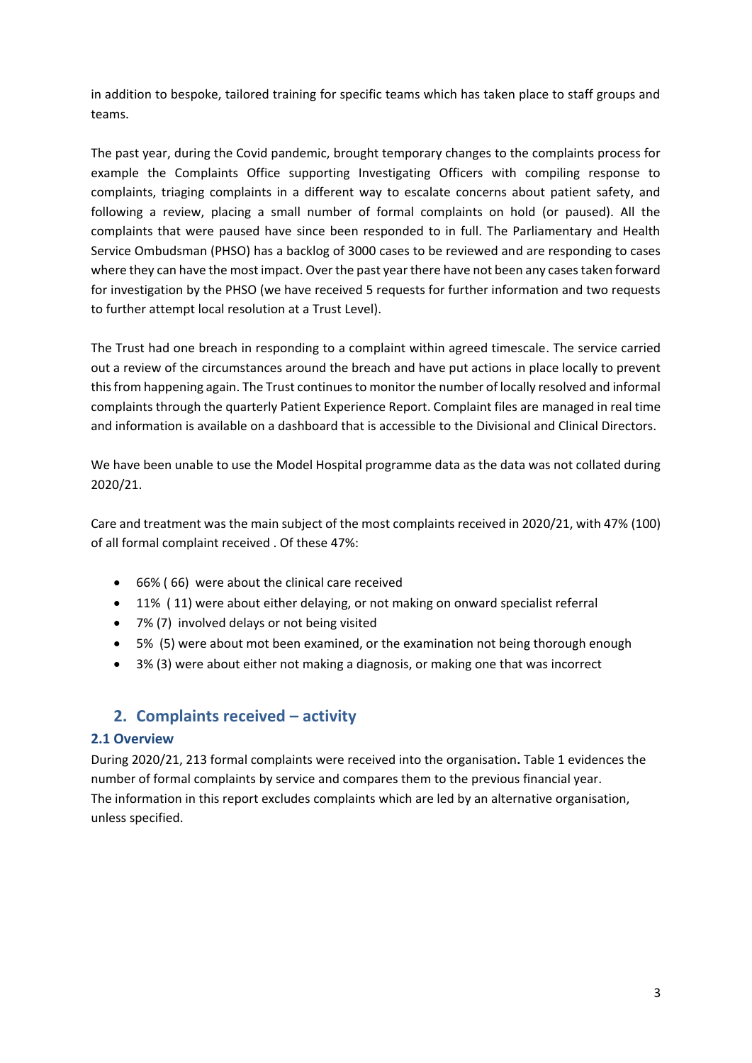in addition to bespoke, tailored training for specific teams which has taken place to staff groups and teams.

The past year, during the Covid pandemic, brought temporary changes to the complaints process for example the Complaints Office supporting Investigating Officers with compiling response to complaints, triaging complaints in a different way to escalate concerns about patient safety, and following a review, placing a small number of formal complaints on hold (or paused). All the complaints that were paused have since been responded to in full. The Parliamentary and Health Service Ombudsman (PHSO) has a backlog of 3000 cases to be reviewed and are responding to cases where they can have the most impact. Over the past year there have not been any cases taken forward for investigation by the PHSO (we have received 5 requests for further information and two requests to further attempt local resolution at a Trust Level).

The Trust had one breach in responding to a complaint within agreed timescale. The service carried out a review of the circumstances around the breach and have put actions in place locally to prevent this from happening again. The Trust continues to monitor the number of locally resolved and informal complaints through the quarterly Patient Experience Report. Complaint files are managed in real time and information is available on a dashboard that is accessible to the Divisional and Clinical Directors.

We have been unable to use the Model Hospital programme data as the data was not collated during 2020/21.

Care and treatment was the main subject of the most complaints received in 2020/21, with 47% (100) of all formal complaint received . Of these 47%:

- 66% ( 66) were about the clinical care received
- 11% ( 11) were about either delaying, or not making on onward specialist referral
- 7% (7) involved delays or not being visited
- 5% (5) were about mot been examined, or the examination not being thorough enough
- 3% (3) were about either not making a diagnosis, or making one that was incorrect

## 2. Complaints received – activity

### 2.1 Overview

During 2020/21, 213 formal complaints were received into the organisation**.** Table 1 evidences the number of formal complaints by service and compares them to the previous financial year. The information in this report excludes complaints which are led by an alternative organisation, unless specified.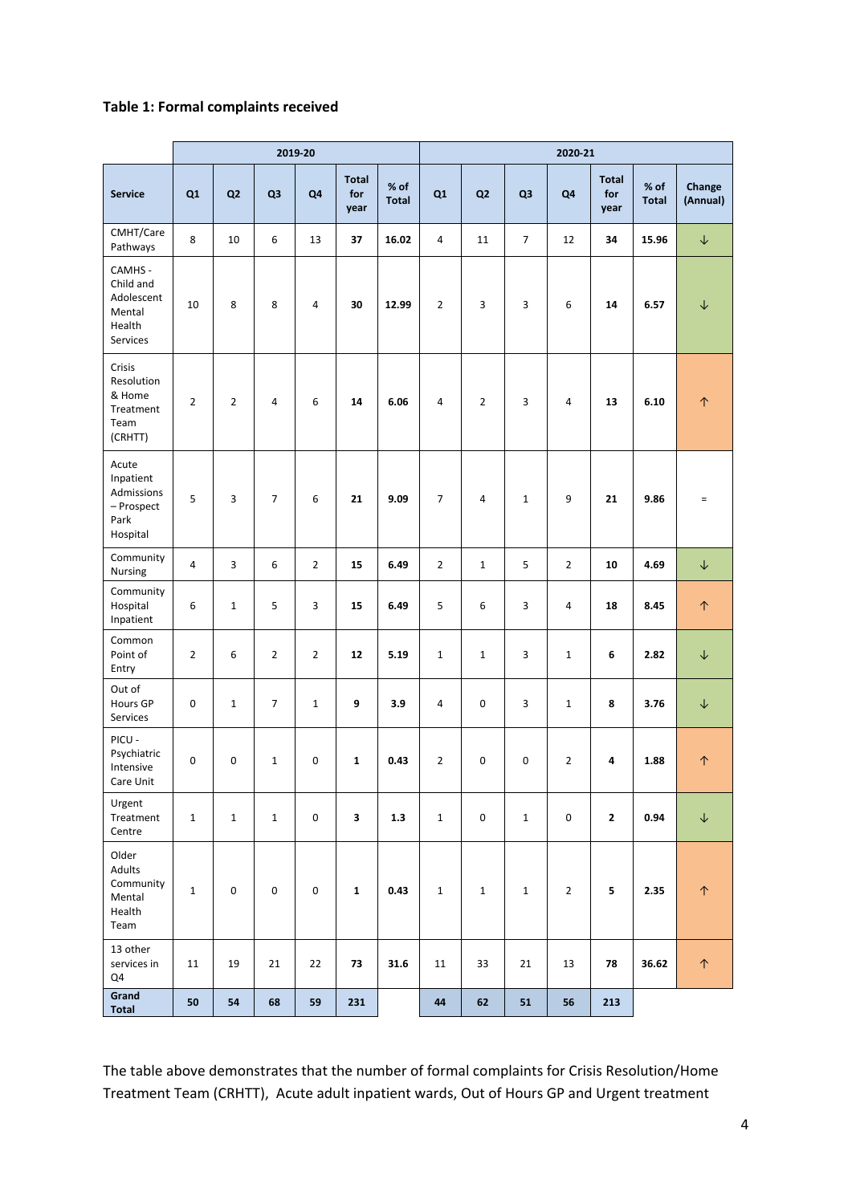**Table 1: Formal complaints received**

| | 2019-20 | | | | | | 2020-21 | | | | | | |
|---|---|---|---|---|---|---|---|---|---|---|---|---|---|
| **Service** | **Q1** | **Q2** | **Q3** | **Q4** | **Total for year** | **% of Total** | **Q1** | **Q2** | **Q3** | **Q4** | **Total for year** | **% of Total** | **Change (Annual)** |
| CMHT/Care Pathways | 8 | 10 | 6 | 13 | **37** | **16.02** | 4 | 11 | 7 | 12 | **34** | **15.96** | ↓ |
| CAMHS - Child and Adolescent Mental Health Services | 10 | 8 | 8 | 4 | **30** | **12.99** | 2 | 3 | 3 | 6 | **14** | **6.57** | ↓ |
| Crisis Resolution & Home Treatment Team (CRHTT) | 2 | 2 | 4 | 6 | **14** | **6.06** | 4 | 2 | 3 | 4 | **13** | **6.10** | ↑ |
| Acute Inpatient Admissions – Prospect Park Hospital | 5 | 3 | 7 | 6 | **21** | **9.09** | 7 | 4 | 1 | 9 | **21** | **9.86** | = |
| Community Nursing | 4 | 3 | 6 | 2 | **15** | **6.49** | 2 | 1 | 5 | 2 | **10** | **4.69** | ↓ |
| Community Hospital Inpatient | 6 | 1 | 5 | 3 | **15** | **6.49** | 5 | 6 | 3 | 4 | **18** | **8.45** | ↑ |
| Common Point of Entry | 2 | 6 | 2 | 2 | **12** | **5.19** | 1 | 1 | 3 | 1 | **6** | **2.82** | ↓ |
| Out of Hours GP Services | 0 | 1 | 7 | 1 | **9** | **3.9** | 4 | 0 | 3 | 1 | **8** | **3.76** | ↓ |
| PICU - Psychiatric Intensive Care Unit | 0 | 0 | 1 | 0 | **1** | **0.43** | 2 | 0 | 0 | 2 | **4** | **1.88** | ↑ |
| Urgent Treatment Centre | 1 | 1 | 1 | 0 | **3** | **1.3** | 1 | 0 | 1 | 0 | **2** | **0.94** | ↓ |
| Older Adults Community Mental Health Team | 1 | 0 | 0 | 0 | **1** | **0.43** | 1 | 1 | 1 | 2 | **5** | **2.35** | ↑ |
| 13 other services in Q4 | 11 | 19 | 21 | 22 | **73** | **31.6** | 11 | 33 | 21 | 13 | **78** | **36.62** | ↑ |
| **Grand Total** | **50** | **54** | **68** | **59** | **231** | | **44** | **62** | **51** | **56** | **213** | | |

The table above demonstrates that the number of formal complaints for Crisis Resolution/Home Treatment Team (CRHTT), Acute adult inpatient wards, Out of Hours GP and Urgent treatment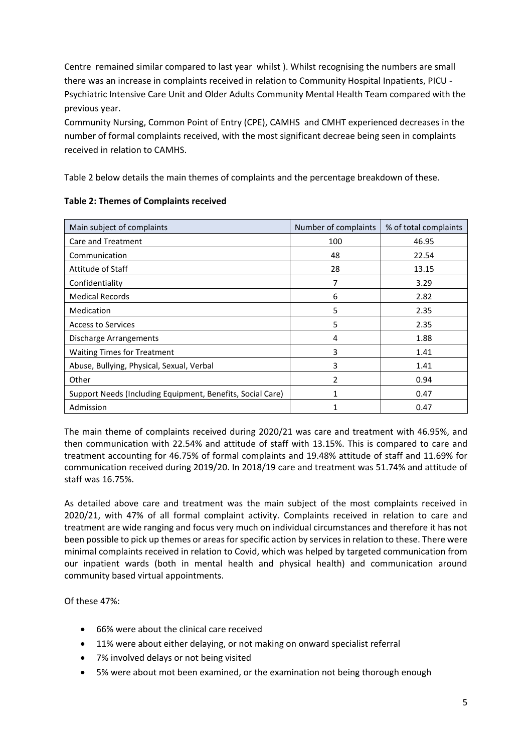Centre remained similar compared to last year whilst ). Whilst recognising the numbers are small there was an increase in complaints received in relation to Community Hospital Inpatients, PICU - Psychiatric Intensive Care Unit and Older Adults Community Mental Health Team compared with the previous year.

Community Nursing, Common Point of Entry (CPE), CAMHS and CMHT experienced decreases in the number of formal complaints received, with the most significant decreae being seen in complaints received in relation to CAMHS.

Table 2 below details the main themes of complaints and the percentage breakdown of these.

**Table 2: Themes of Complaints received**

| Main subject of complaints | Number of complaints | % of total complaints |
|---|---|---|
| Care and Treatment | 100 | 46.95 |
| Communication | 48 | 22.54 |
| Attitude of Staff | 28 | 13.15 |
| Confidentiality | 7 | 3.29 |
| Medical Records | 6 | 2.82 |
| Medication | 5 | 2.35 |
| Access to Services | 5 | 2.35 |
| Discharge Arrangements | 4 | 1.88 |
| Waiting Times for Treatment | 3 | 1.41 |
| Abuse, Bullying, Physical, Sexual, Verbal | 3 | 1.41 |
| Other | 2 | 0.94 |
| Support Needs (Including Equipment, Benefits, Social Care) | 1 | 0.47 |
| Admission | 1 | 0.47 |

The main theme of complaints received during 2020/21 was care and treatment with 46.95%, and then communication with 22.54% and attitude of staff with 13.15%. This is compared to care and treatment accounting for 46.75% of formal complaints and 19.48% attitude of staff and 11.69% for communication received during 2019/20. In 2018/19 care and treatment was 51.74% and attitude of staff was 16.75%.

As detailed above care and treatment was the main subject of the most complaints received in 2020/21, with 47% of all formal complaint activity. Complaints received in relation to care and treatment are wide ranging and focus very much on individual circumstances and therefore it has not been possible to pick up themes or areas for specific action by services in relation to these. There were minimal complaints received in relation to Covid, which was helped by targeted communication from our inpatient wards (both in mental health and physical health) and communication around community based virtual appointments.

Of these 47%:

- 66% were about the clinical care received
- 11% were about either delaying, or not making on onward specialist referral
- 7% involved delays or not being visited
- 5% were about mot been examined, or the examination not being thorough enough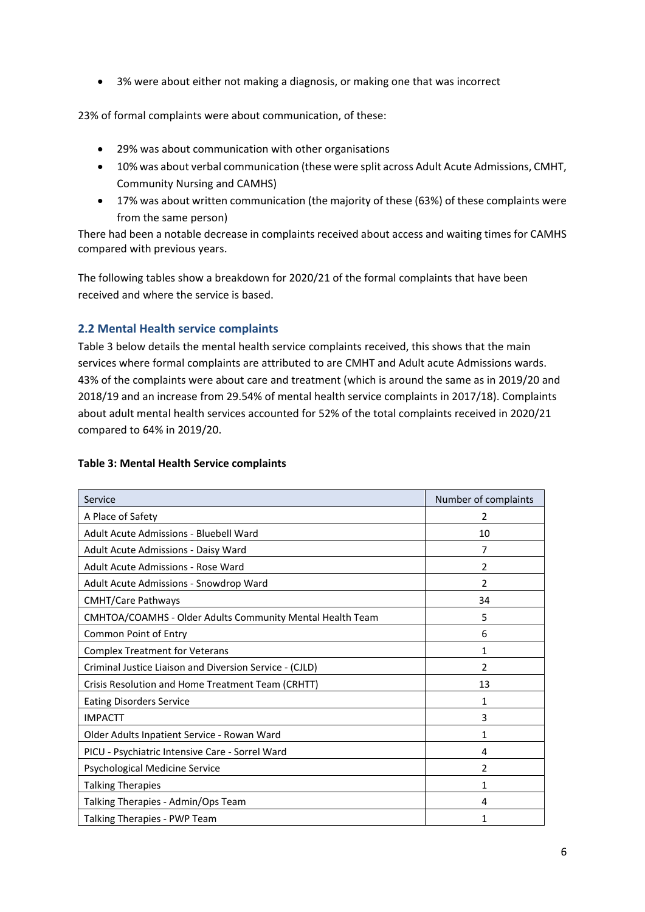- 3% were about either not making a diagnosis, or making one that was incorrect

23% of formal complaints were about communication, of these:

- 29% was about communication with other organisations
- 10% was about verbal communication (these were split across Adult Acute Admissions, CMHT, Community Nursing and CAMHS)
- 17% was about written communication (the majority of these (63%) of these complaints were from the same person)

There had been a notable decrease in complaints received about access and waiting times for CAMHS compared with previous years.

The following tables show a breakdown for 2020/21 of the formal complaints that have been received and where the service is based.

## 2.2 Mental Health service complaints

Table 3 below details the mental health service complaints received, this shows that the main services where formal complaints are attributed to are CMHT and Adult acute Admissions wards. 43% of the complaints were about care and treatment (which is around the same as in 2019/20 and 2018/19 and an increase from 29.54% of mental health service complaints in 2017/18). Complaints about adult mental health services accounted for 52% of the total complaints received in 2020/21 compared to 64% in 2019/20.

**Table 3: Mental Health Service complaints**

| Service | Number of complaints |
|---|---|
| A Place of Safety | 2 |
| Adult Acute Admissions - Bluebell Ward | 10 |
| Adult Acute Admissions - Daisy Ward | 7 |
| Adult Acute Admissions - Rose Ward | 2 |
| Adult Acute Admissions - Snowdrop Ward | 2 |
| CMHT/Care Pathways | 34 |
| CMHTOA/COAMHS - Older Adults Community Mental Health Team | 5 |
| Common Point of Entry | 6 |
| Complex Treatment for Veterans | 1 |
| Criminal Justice Liaison and Diversion Service - (CJLD) | 2 |
| Crisis Resolution and Home Treatment Team (CRHTT) | 13 |
| Eating Disorders Service | 1 |
| IMPACTT | 3 |
| Older Adults Inpatient Service - Rowan Ward | 1 |
| PICU - Psychiatric Intensive Care - Sorrel Ward | 4 |
| Psychological Medicine Service | 2 |
| Talking Therapies | 1 |
| Talking Therapies - Admin/Ops Team | 4 |
| Talking Therapies - PWP Team | 1 |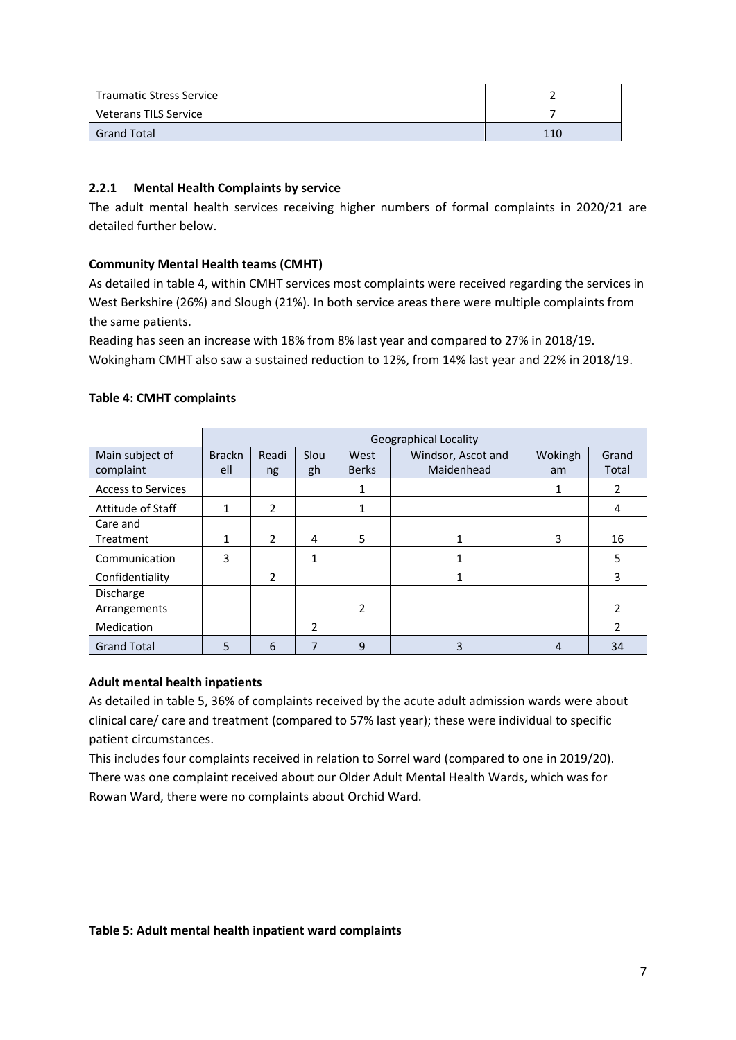| Traumatic Stress Service | 2 |
|---|---|
| Veterans TILS Service | 7 |
| Grand Total | 110 |

### 2.2.1 Mental Health Complaints by service

The adult mental health services receiving higher numbers of formal complaints in 2020/21 are detailed further below.

**Community Mental Health teams (CMHT)**

As detailed in table 4, within CMHT services most complaints were received regarding the services in West Berkshire (26%) and Slough (21%). In both service areas there were multiple complaints from the same patients.

Reading has seen an increase with 18% from 8% last year and compared to 27% in 2018/19.

Wokingham CMHT also saw a sustained reduction to 12%, from 14% last year and 22% in 2018/19.

**Table 4: CMHT complaints**

| | Geographical Locality | | | | | | |
|---|---|---|---|---|---|---|---|
| Main subject of complaint | Bracknell | Reading | Slough | West Berks | Windsor, Ascot and Maidenhead | Wokingham | Grand Total |
| Access to Services | | | | 1 | | 1 | 2 |
| Attitude of Staff | 1 | 2 | | 1 | | | 4 |
| Care and Treatment | 1 | 2 | 4 | 5 | 1 | 3 | 16 |
| Communication | 3 | | 1 | | 1 | | 5 |
| Confidentiality | | 2 | | | 1 | | 3 |
| Discharge Arrangements | | | | 2 | | | 2 |
| Medication | | | 2 | | | | 2 |
| Grand Total | 5 | 6 | 7 | 9 | 3 | 4 | 34 |

**Adult mental health inpatients**

As detailed in table 5, 36% of complaints received by the acute adult admission wards were about clinical care/ care and treatment (compared to 57% last year); these were individual to specific patient circumstances.

This includes four complaints received in relation to Sorrel ward (compared to one in 2019/20). There was one complaint received about our Older Adult Mental Health Wards, which was for Rowan Ward, there were no complaints about Orchid Ward.

**Table 5: Adult mental health inpatient ward complaints**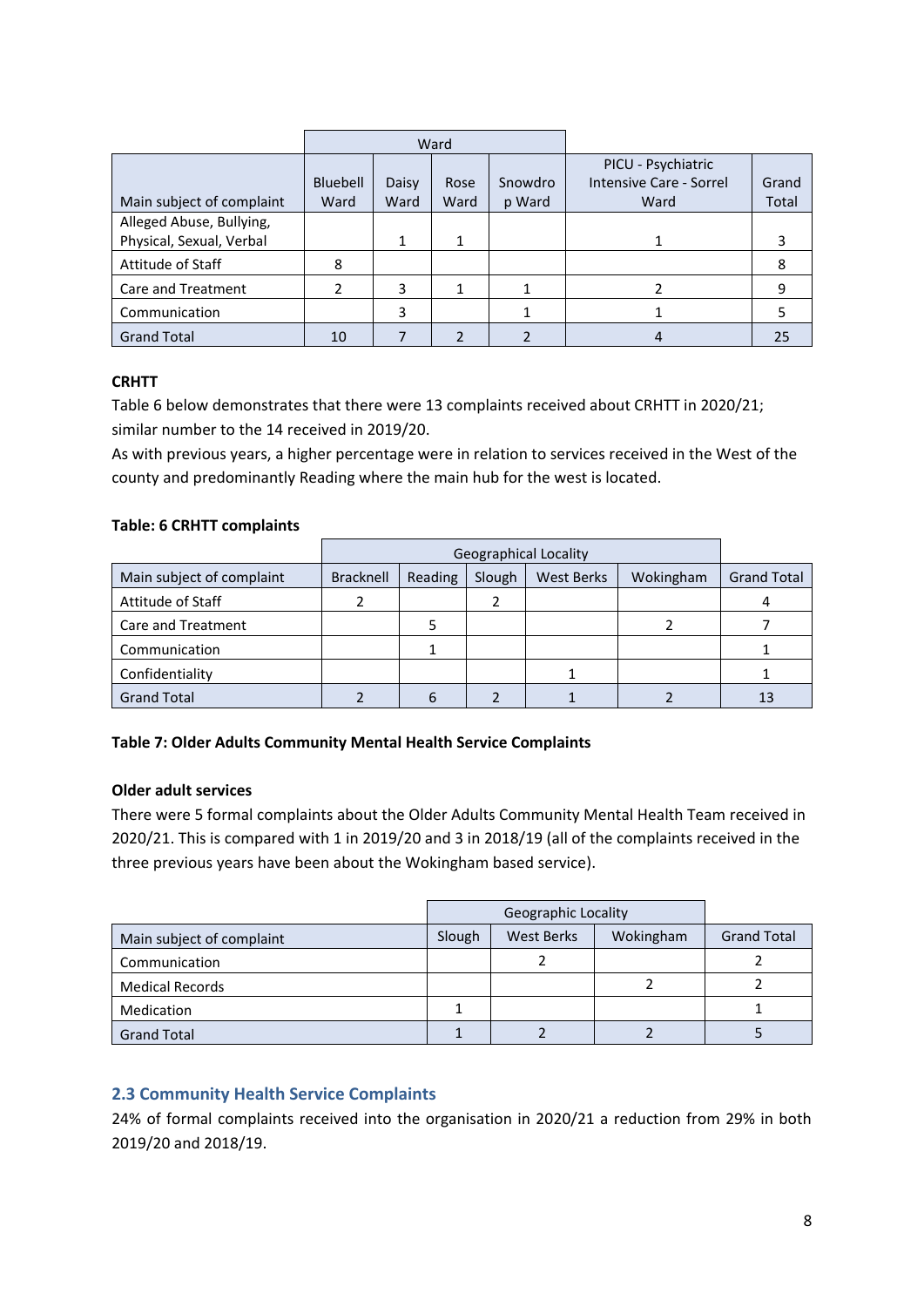| | Ward | | | | | |
|---|---|---|---|---|---|---|
| Main subject of complaint | Bluebell Ward | Daisy Ward | Rose Ward | Snowdrop Ward | PICU - Psychiatric Intensive Care - Sorrel Ward | Grand Total |
| Alleged Abuse, Bullying, Physical, Sexual, Verbal | | 1 | 1 | | 1 | 3 |
| Attitude of Staff | 8 | | | | | 8 |
| Care and Treatment | 2 | 3 | 1 | 1 | 2 | 9 |
| Communication | | 3 | | 1 | 1 | 5 |
| Grand Total | 10 | 7 | 2 | 2 | 4 | 25 |

**CRHTT**

Table 6 below demonstrates that there were 13 complaints received about CRHTT in 2020/21; similar number to the 14 received in 2019/20.

As with previous years, a higher percentage were in relation to services received in the West of the county and predominantly Reading where the main hub for the west is located.

**Table: 6 CRHTT complaints**

| | Geographical Locality | | | | | |
|---|---|---|---|---|---|---|
| Main subject of complaint | Bracknell | Reading | Slough | West Berks | Wokingham | Grand Total |
| Attitude of Staff | 2 | | 2 | | | 4 |
| Care and Treatment | | 5 | | | 2 | 7 |
| Communication | | 1 | | | | 1 |
| Confidentiality | | | | 1 | | 1 |
| Grand Total | 2 | 6 | 2 | 1 | 2 | 13 |

**Table 7: Older Adults Community Mental Health Service Complaints**

**Older adult services**

There were 5 formal complaints about the Older Adults Community Mental Health Team received in 2020/21. This is compared with 1 in 2019/20 and 3 in 2018/19 (all of the complaints received in the three previous years have been about the Wokingham based service).

| | Geographic Locality | | | |
|---|---|---|---|---|
| Main subject of complaint | Slough | West Berks | Wokingham | Grand Total |
| Communication | | 2 | | 2 |
| Medical Records | | | 2 | 2 |
| Medication | 1 | | | 1 |
| Grand Total | 1 | 2 | 2 | 5 |

## 2.3 Community Health Service Complaints

24% of formal complaints received into the organisation in 2020/21 a reduction from 29% in both 2019/20 and 2018/19.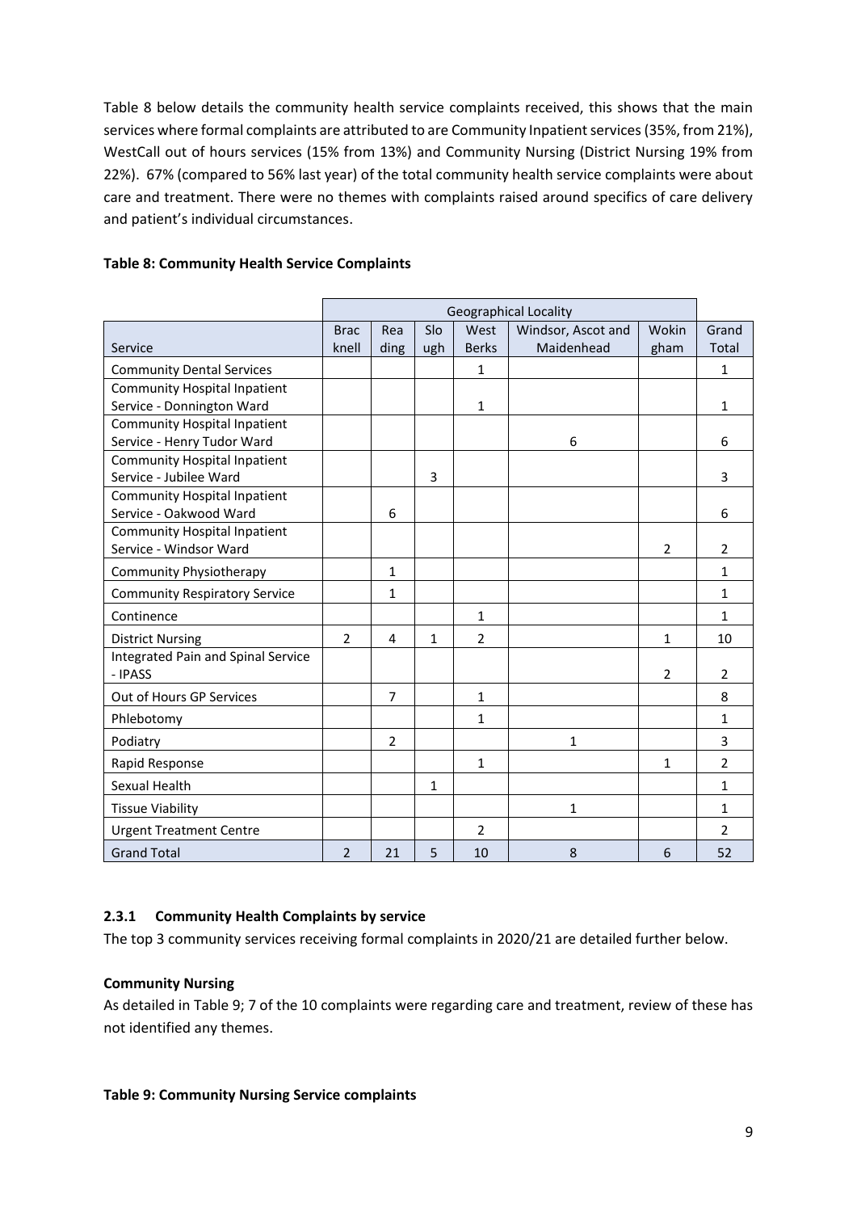Table 8 below details the community health service complaints received, this shows that the main services where formal complaints are attributed to are Community Inpatient services (35%, from 21%), WestCall out of hours services (15% from 13%) and Community Nursing (District Nursing 19% from 22%). 67% (compared to 56% last year) of the total community health service complaints were about care and treatment. There were no themes with complaints raised around specifics of care delivery and patient's individual circumstances.

**Table 8: Community Health Service Complaints**

| | Geographical Locality | | | | | | |
|---|---|---|---|---|---|---|---|
| Service | Bracknell | Reading | Slough | West Berks | Windsor, Ascot and Maidenhead | Wokingham | Grand Total |
| Community Dental Services | | | | 1 | | | 1 |
| Community Hospital Inpatient Service - Donnington Ward | | | | 1 | | | 1 |
| Community Hospital Inpatient Service - Henry Tudor Ward | | | | | 6 | | 6 |
| Community Hospital Inpatient Service - Jubilee Ward | | | 3 | | | | 3 |
| Community Hospital Inpatient Service - Oakwood Ward | | 6 | | | | | 6 |
| Community Hospital Inpatient Service - Windsor Ward | | | | | | 2 | 2 |
| Community Physiotherapy | | 1 | | | | | 1 |
| Community Respiratory Service | | 1 | | | | | 1 |
| Continence | | | | 1 | | | 1 |
| District Nursing | 2 | 4 | 1 | 2 | | 1 | 10 |
| Integrated Pain and Spinal Service - IPASS | | | | | | 2 | 2 |
| Out of Hours GP Services | | 7 | | 1 | | | 8 |
| Phlebotomy | | | | 1 | | | 1 |
| Podiatry | | 2 | | | 1 | | 3 |
| Rapid Response | | | | 1 | | 1 | 2 |
| Sexual Health | | | 1 | | | | 1 |
| Tissue Viability | | | | | 1 | | 1 |
| Urgent Treatment Centre | | | | 2 | | | 2 |
| Grand Total | 2 | 21 | 5 | 10 | 8 | 6 | 52 |

### 2.3.1 Community Health Complaints by service

The top 3 community services receiving formal complaints in 2020/21 are detailed further below.

**Community Nursing**

As detailed in Table 9; 7 of the 10 complaints were regarding care and treatment, review of these has not identified any themes.

**Table 9: Community Nursing Service complaints**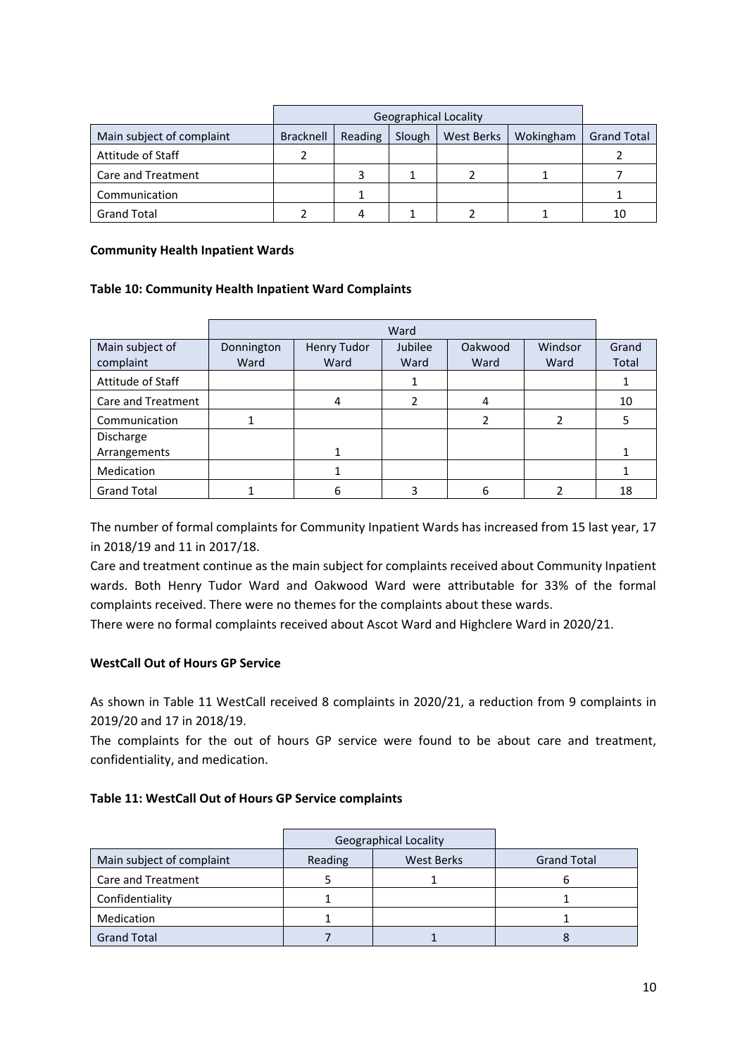| | Geographical Locality | | | | | |
|---|---|---|---|---|---|---|
| Main subject of complaint | Bracknell | Reading | Slough | West Berks | Wokingham | Grand Total |
| Attitude of Staff | 2 | | | | | 2 |
| Care and Treatment | | 3 | 1 | 2 | 1 | 7 |
| Communication | | 1 | | | | 1 |
| Grand Total | 2 | 4 | 1 | 2 | 1 | 10 |

**Community Health Inpatient Wards**

**Table 10: Community Health Inpatient Ward Complaints**

| | Ward | | | | | |
|---|---|---|---|---|---|---|
| Main subject of complaint | Donnington Ward | Henry Tudor Ward | Jubilee Ward | Oakwood Ward | Windsor Ward | Grand Total |
| Attitude of Staff | | | 1 | | | 1 |
| Care and Treatment | | 4 | 2 | 4 | | 10 |
| Communication | 1 | | | 2 | 2 | 5 |
| Discharge Arrangements | | 1 | | | | 1 |
| Medication | | 1 | | | | 1 |
| Grand Total | 1 | 6 | 3 | 6 | 2 | 18 |

The number of formal complaints for Community Inpatient Wards has increased from 15 last year, 17 in 2018/19 and 11 in 2017/18.

Care and treatment continue as the main subject for complaints received about Community Inpatient wards. Both Henry Tudor Ward and Oakwood Ward were attributable for 33% of the formal complaints received. There were no themes for the complaints about these wards.

There were no formal complaints received about Ascot Ward and Highclere Ward in 2020/21.

**WestCall Out of Hours GP Service**

As shown in Table 11 WestCall received 8 complaints in 2020/21, a reduction from 9 complaints in 2019/20 and 17 in 2018/19.

The complaints for the out of hours GP service were found to be about care and treatment, confidentiality, and medication.

**Table 11: WestCall Out of Hours GP Service complaints**

| | Geographical Locality | | |
|---|---|---|---|
| Main subject of complaint | Reading | West Berks | Grand Total |
| Care and Treatment | 5 | 1 | 6 |
| Confidentiality | 1 | | 1 |
| Medication | 1 | | 1 |
| Grand Total | 7 | 1 | 8 |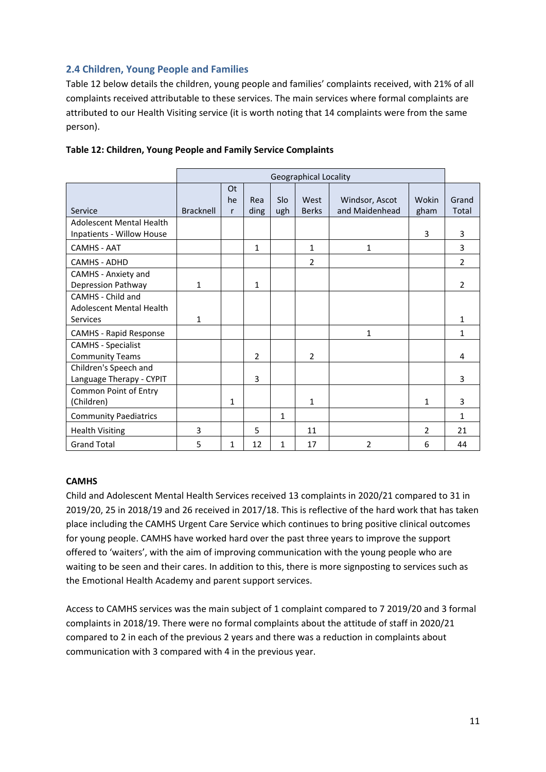## 2.4 Children, Young People and Families

Table 12 below details the children, young people and families' complaints received, with 21% of all complaints received attributable to these services. The main services where formal complaints are attributed to our Health Visiting service (it is worth noting that 14 complaints were from the same person).

**Table 12: Children, Young People and Family Service Complaints**

| | Geographical Locality | | | | | | | |
|---|---|---|---|---|---|---|---|---|
| Service | Bracknell | Other | Reading | Slough | West Berks | Windsor, Ascot and Maidenhead | Wokingham | Grand Total |
| Adolescent Mental Health Inpatients - Willow House | | | | | | | 3 | 3 |
| CAMHS - AAT | | | 1 | | 1 | 1 | | 3 |
| CAMHS - ADHD | | | | | 2 | | | 2 |
| CAMHS - Anxiety and Depression Pathway | 1 | | 1 | | | | | 2 |
| CAMHS - Child and Adolescent Mental Health Services | 1 | | | | | | | 1 |
| CAMHS - Rapid Response | | | | | | 1 | | 1 |
| CAMHS - Specialist Community Teams | | | 2 | | 2 | | | 4 |
| Children's Speech and Language Therapy - CYPIT | | | 3 | | | | | 3 |
| Common Point of Entry (Children) | | 1 | | | 1 | | 1 | 3 |
| Community Paediatrics | | | | 1 | | | | 1 |
| Health Visiting | 3 | | 5 | | 11 | | 2 | 21 |
| Grand Total | 5 | 1 | 12 | 1 | 17 | 2 | 6 | 44 |

**CAMHS**

Child and Adolescent Mental Health Services received 13 complaints in 2020/21 compared to 31 in 2019/20, 25 in 2018/19 and 26 received in 2017/18. This is reflective of the hard work that has taken place including the CAMHS Urgent Care Service which continues to bring positive clinical outcomes for young people. CAMHS have worked hard over the past three years to improve the support offered to 'waiters', with the aim of improving communication with the young people who are waiting to be seen and their cares. In addition to this, there is more signposting to services such as the Emotional Health Academy and parent support services.

Access to CAMHS services was the main subject of 1 complaint compared to 7 2019/20 and 3 formal complaints in 2018/19. There were no formal complaints about the attitude of staff in 2020/21 compared to 2 in each of the previous 2 years and there was a reduction in complaints about communication with 3 compared with 4 in the previous year.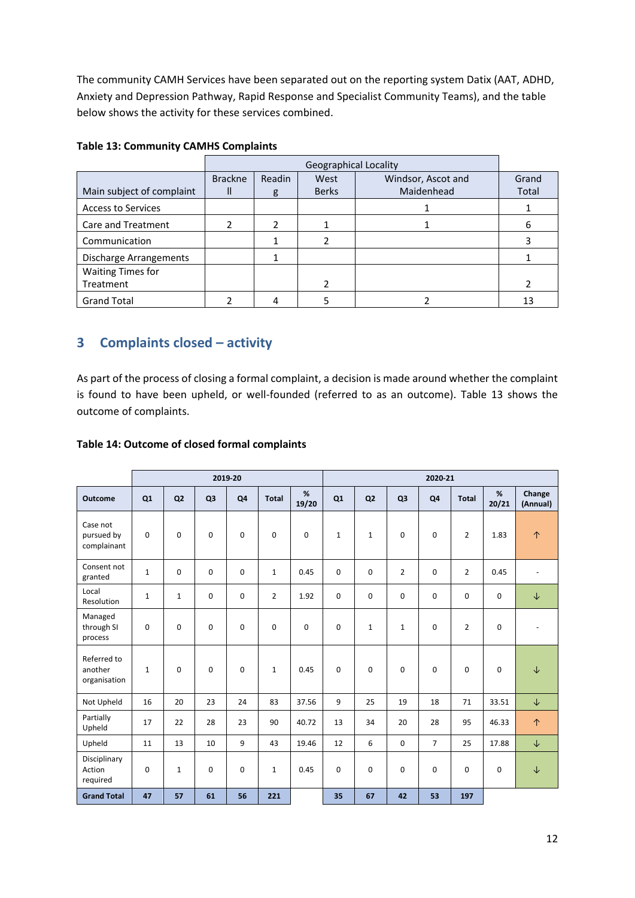The community CAMH Services have been separated out on the reporting system Datix (AAT, ADHD, Anxiety and Depression Pathway, Rapid Response and Specialist Community Teams), and the table below shows the activity for these services combined.

**Table 13: Community CAMHS Complaints**

| | Geographical Locality | | | | |
|---|---|---|---|---|---|
| Main subject of complaint | Bracknell | Reading | West Berks | Windsor, Ascot and Maidenhead | Grand Total |
| Access to Services | | | | 1 | 1 |
| Care and Treatment | 2 | 2 | 1 | 1 | 6 |
| Communication | | 1 | 2 | | 3 |
| Discharge Arrangements | | 1 | | | 1 |
| Waiting Times for Treatment | | | 2 | | 2 |
| Grand Total | 2 | 4 | 5 | 2 | 13 |

## 3 Complaints closed – activity

As part of the process of closing a formal complaint, a decision is made around whether the complaint is found to have been upheld, or well-founded (referred to as an outcome). Table 13 shows the outcome of complaints.

**Table 14: Outcome of closed formal complaints**

| | 2019-20 | | | | | | 2020-21 | | | | | | |
|---|---|---|---|---|---|---|---|---|---|---|---|---|---|
| Outcome | Q1 | Q2 | Q3 | Q4 | Total | % 19/20 | Q1 | Q2 | Q3 | Q4 | Total | % 20/21 | Change (Annual) |
| Case not pursued by complainant | 0 | 0 | 0 | 0 | 0 | 0 | 1 | 1 | 0 | 0 | 2 | 1.83 | ↑ |
| Consent not granted | 1 | 0 | 0 | 0 | 1 | 0.45 | 0 | 0 | 2 | 0 | 2 | 0.45 | - |
| Local Resolution | 1 | 1 | 0 | 0 | 2 | 1.92 | 0 | 0 | 0 | 0 | 0 | 0 | ↓ |
| Managed through SI process | 0 | 0 | 0 | 0 | 0 | 0 | 0 | 1 | 1 | 0 | 2 | 0 | - |
| Referred to another organisation | 1 | 0 | 0 | 0 | 1 | 0.45 | 0 | 0 | 0 | 0 | 0 | 0 | ↓ |
| Not Upheld | 16 | 20 | 23 | 24 | 83 | 37.56 | 9 | 25 | 19 | 18 | 71 | 33.51 | ↓ |
| Partially Upheld | 17 | 22 | 28 | 23 | 90 | 40.72 | 13 | 34 | 20 | 28 | 95 | 46.33 | ↑ |
| Upheld | 11 | 13 | 10 | 9 | 43 | 19.46 | 12 | 6 | 0 | 7 | 25 | 17.88 | ↓ |
| Disciplinary Action required | 0 | 1 | 0 | 0 | 1 | 0.45 | 0 | 0 | 0 | 0 | 0 | 0 | ↓ |
| **Grand Total** | **47** | **57** | **61** | **56** | **221** | | **35** | **67** | **42** | **53** | **197** | | |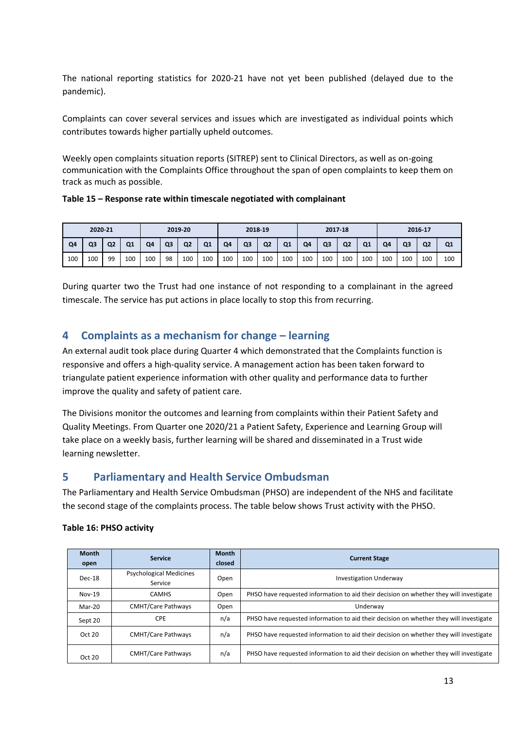The national reporting statistics for 2020-21 have not yet been published (delayed due to the pandemic).

Complaints can cover several services and issues which are investigated as individual points which contributes towards higher partially upheld outcomes.

Weekly open complaints situation reports (SITREP) sent to Clinical Directors, as well as on-going communication with the Complaints Office throughout the span of open complaints to keep them on track as much as possible.

**Table 15 – Response rate within timescale negotiated with complainant**

| 2020-21 | | | | 2019-20 | | | | 2018-19 | | | | 2017-18 | | | | 2016-17 | | | |
|---|---|---|---|---|---|---|---|---|---|---|---|---|---|---|---|---|---|---|---|
| Q4 | Q3 | Q2 | Q1 | Q4 | Q3 | Q2 | Q1 | Q4 | Q3 | Q2 | Q1 | Q4 | Q3 | Q2 | Q1 | Q4 | Q3 | Q2 | Q1 |
| 100 | 100 | 99 | 100 | 100 | 98 | 100 | 100 | 100 | 100 | 100 | 100 | 100 | 100 | 100 | 100 | 100 | 100 | 100 | 100 |

During quarter two the Trust had one instance of not responding to a complainant in the agreed timescale. The service has put actions in place locally to stop this from recurring.

## 4 Complaints as a mechanism for change – learning

An external audit took place during Quarter 4 which demonstrated that the Complaints function is responsive and offers a high-quality service. A management action has been taken forward to triangulate patient experience information with other quality and performance data to further improve the quality and safety of patient care.

The Divisions monitor the outcomes and learning from complaints within their Patient Safety and Quality Meetings. From Quarter one 2020/21 a Patient Safety, Experience and Learning Group will take place on a weekly basis, further learning will be shared and disseminated in a Trust wide learning newsletter.

## 5 Parliamentary and Health Service Ombudsman

The Parliamentary and Health Service Ombudsman (PHSO) are independent of the NHS and facilitate the second stage of the complaints process. The table below shows Trust activity with the PHSO.

**Table 16: PHSO activity**

| Month open | Service | Month closed | Current Stage |
|---|---|---|---|
| Dec-18 | Psychological Medicines Service | Open | Investigation Underway |
| Nov-19 | CAMHS | Open | PHSO have requested information to aid their decision on whether they will investigate |
| Mar-20 | CMHT/Care Pathways | Open | Underway |
| Sept 20 | CPE | n/a | PHSO have requested information to aid their decision on whether they will investigate |
| Oct 20 | CMHT/Care Pathways | n/a | PHSO have requested information to aid their decision on whether they will investigate |
| Oct 20 | CMHT/Care Pathways | n/a | PHSO have requested information to aid their decision on whether they will investigate |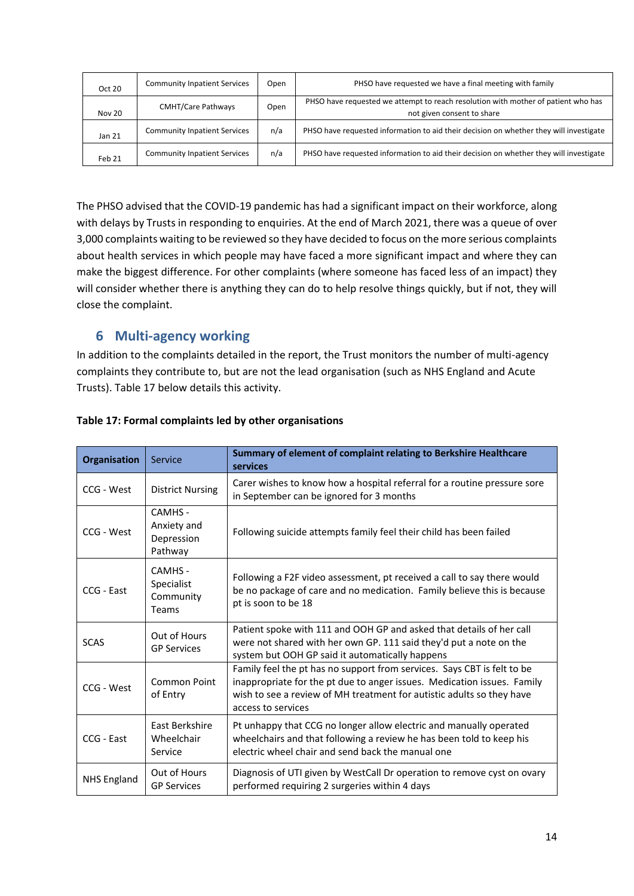| Oct 20 | Community Inpatient Services | Open | PHSO have requested we have a final meeting with family |
|---|---|---|---|
| Nov 20 | CMHT/Care Pathways | Open | PHSO have requested we attempt to reach resolution with mother of patient who has not given consent to share |
| Jan 21 | Community Inpatient Services | n/a | PHSO have requested information to aid their decision on whether they will investigate |
| Feb 21 | Community Inpatient Services | n/a | PHSO have requested information to aid their decision on whether they will investigate |

The PHSO advised that the COVID-19 pandemic has had a significant impact on their workforce, along with delays by Trusts in responding to enquiries. At the end of March 2021, there was a queue of over 3,000 complaints waiting to be reviewed so they have decided to focus on the more serious complaints about health services in which people may have faced a more significant impact and where they can make the biggest difference. For other complaints (where someone has faced less of an impact) they will consider whether there is anything they can do to help resolve things quickly, but if not, they will close the complaint.

## 6 Multi-agency working

In addition to the complaints detailed in the report, the Trust monitors the number of multi-agency complaints they contribute to, but are not the lead organisation (such as NHS England and Acute Trusts). Table 17 below details this activity.

**Table 17: Formal complaints led by other organisations**

| Organisation | Service | Summary of element of complaint relating to Berkshire Healthcare services |
|---|---|---|
| CCG - West | District Nursing | Carer wishes to know how a hospital referral for a routine pressure sore in September can be ignored for 3 months |
| CCG - West | CAMHS - Anxiety and Depression Pathway | Following suicide attempts family feel their child has been failed |
| CCG - East | CAMHS - Specialist Community Teams | Following a F2F video assessment, pt received a call to say there would be no package of care and no medication. Family believe this is because pt is soon to be 18 |
| SCAS | Out of Hours GP Services | Patient spoke with 111 and OOH GP and asked that details of her call were not shared with her own GP. 111 said they'd put a note on the system but OOH GP said it automatically happens |
| CCG - West | Common Point of Entry | Family feel the pt has no support from services. Says CBT is felt to be inappropriate for the pt due to anger issues. Medication issues. Family wish to see a review of MH treatment for autistic adults so they have access to services |
| CCG - East | East Berkshire Wheelchair Service | Pt unhappy that CCG no longer allow electric and manually operated wheelchairs and that following a review he has been told to keep his electric wheel chair and send back the manual one |
| NHS England | Out of Hours GP Services | Diagnosis of UTI given by WestCall Dr operation to remove cyst on ovary performed requiring 2 surgeries within 4 days |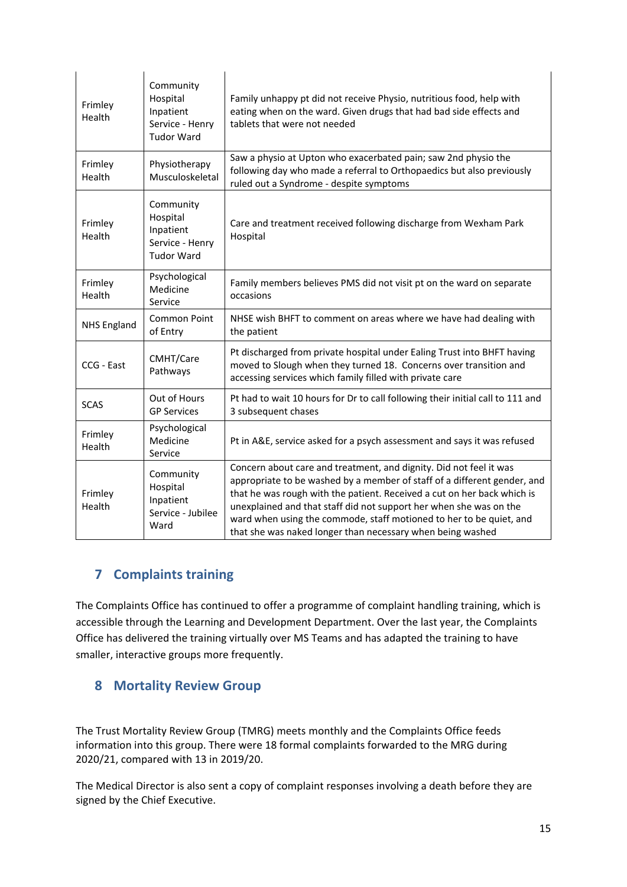| | | |
|---|---|---|
| Frimley Health | Community Hospital Inpatient Service - Henry Tudor Ward | Family unhappy pt did not receive Physio, nutritious food, help with eating when on the ward. Given drugs that had bad side effects and tablets that were not needed |
| Frimley Health | Physiotherapy Musculoskeletal | Saw a physio at Upton who exacerbated pain; saw 2nd physio the following day who made a referral to Orthopaedics but also previously ruled out a Syndrome - despite symptoms |
| Frimley Health | Community Hospital Inpatient Service - Henry Tudor Ward | Care and treatment received following discharge from Wexham Park Hospital |
| Frimley Health | Psychological Medicine Service | Family members believes PMS did not visit pt on the ward on separate occasions |
| NHS England | Common Point of Entry | NHSE wish BHFT to comment on areas where we have had dealing with the patient |
| CCG - East | CMHT/Care Pathways | Pt discharged from private hospital under Ealing Trust into BHFT having moved to Slough when they turned 18. Concerns over transition and accessing services which family filled with private care |
| SCAS | Out of Hours GP Services | Pt had to wait 10 hours for Dr to call following their initial call to 111 and 3 subsequent chases |
| Frimley Health | Psychological Medicine Service | Pt in A&E, service asked for a psych assessment and says it was refused |
| Frimley Health | Community Hospital Inpatient Service - Jubilee Ward | Concern about care and treatment, and dignity. Did not feel it was appropriate to be washed by a member of staff of a different gender, and that he was rough with the patient. Received a cut on her back which is unexplained and that staff did not support her when she was on the ward when using the commode, staff motioned to her to be quiet, and that she was naked longer than necessary when being washed |

## 7 Complaints training

The Complaints Office has continued to offer a programme of complaint handling training, which is accessible through the Learning and Development Department. Over the last year, the Complaints Office has delivered the training virtually over MS Teams and has adapted the training to have smaller, interactive groups more frequently.

## 8 Mortality Review Group

The Trust Mortality Review Group (TMRG) meets monthly and the Complaints Office feeds information into this group. There were 18 formal complaints forwarded to the MRG during 2020/21, compared with 13 in 2019/20.

The Medical Director is also sent a copy of complaint responses involving a death before they are signed by the Chief Executive.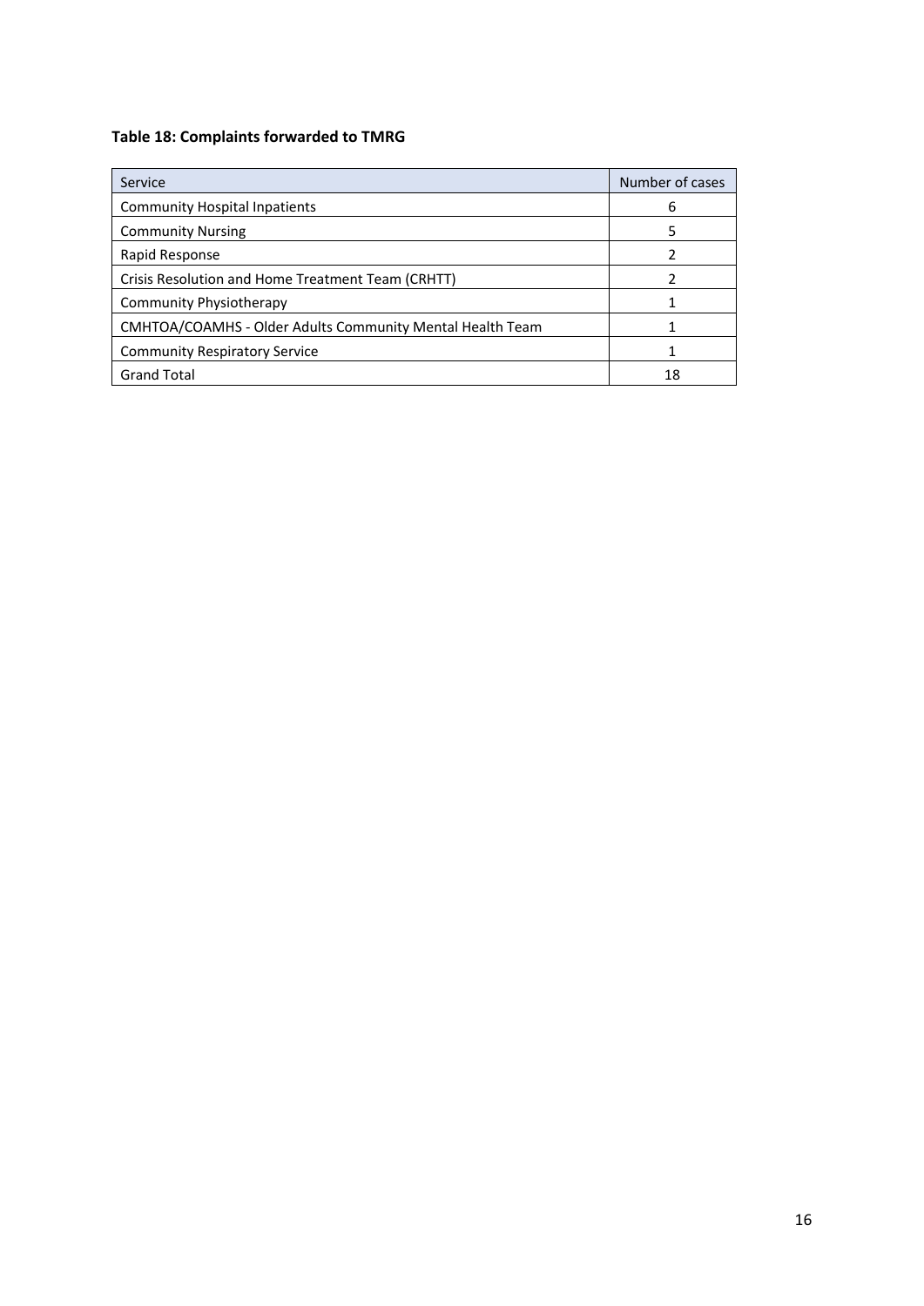**Table 18: Complaints forwarded to TMRG**

| Service | Number of cases |
|---|---|
| Community Hospital Inpatients | 6 |
| Community Nursing | 5 |
| Rapid Response | 2 |
| Crisis Resolution and Home Treatment Team (CRHTT) | 2 |
| Community Physiotherapy | 1 |
| CMHTOA/COAMHS - Older Adults Community Mental Health Team | 1 |
| Community Respiratory Service | 1 |
| Grand Total | 18 |